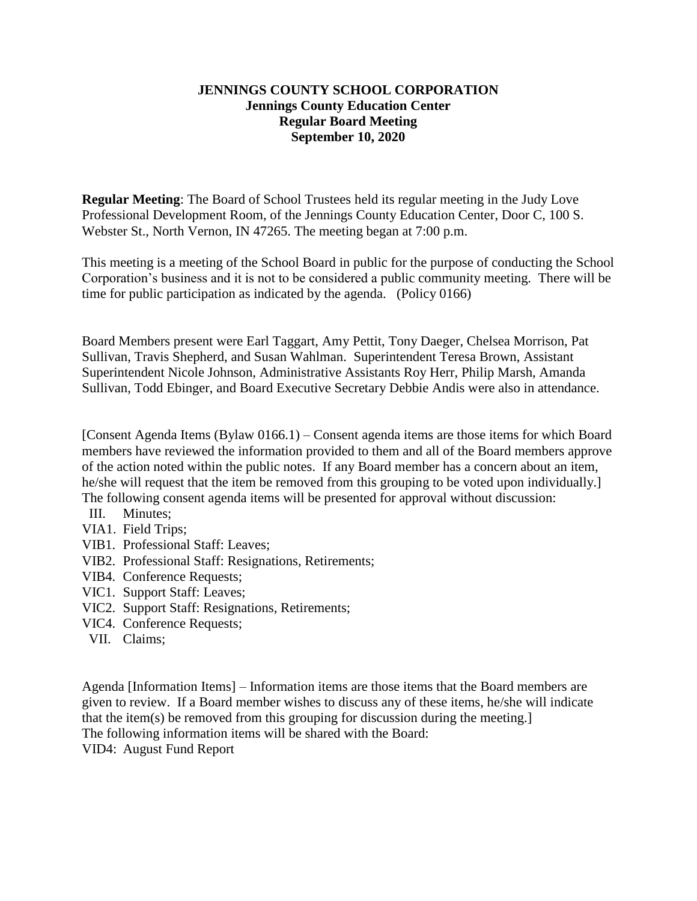# JENNINGS COUNTY SCHOOL CORPORATION

**Jennings County Education Center**
**Regular Board Meeting**
**September 10, 2020**

**Regular Meeting**: The Board of School Trustees held its regular meeting in the Judy Love Professional Development Room, of the Jennings County Education Center, Door C, 100 S. Webster St., North Vernon, IN 47265. The meeting began at 7:00 p.m.

This meeting is a meeting of the School Board in public for the purpose of conducting the School Corporation's business and it is not to be considered a public community meeting. There will be time for public participation as indicated by the agenda. (Policy 0166)

Board Members present were Earl Taggart, Amy Pettit, Tony Daeger, Chelsea Morrison, Pat Sullivan, Travis Shepherd, and Susan Wahlman. Superintendent Teresa Brown, Assistant Superintendent Nicole Johnson, Administrative Assistants Roy Herr, Philip Marsh, Amanda Sullivan, Todd Ebinger, and Board Executive Secretary Debbie Andis were also in attendance.

[Consent Agenda Items (Bylaw 0166.1) – Consent agenda items are those items for which Board members have reviewed the information provided to them and all of the Board members approve of the action noted within the public notes. If any Board member has a concern about an item, he/she will request that the item be removed from this grouping to be voted upon individually.]
The following consent agenda items will be presented for approval without discussion:

- III. Minutes;
- VIA1. Field Trips;
- VIB1. Professional Staff: Leaves;
- VIB2. Professional Staff: Resignations, Retirements;
- VIB4. Conference Requests;
- VIC1. Support Staff: Leaves;
- VIC2. Support Staff: Resignations, Retirements;
- VIC4. Conference Requests;
- VII. Claims;

Agenda [Information Items] – Information items are those items that the Board members are given to review. If a Board member wishes to discuss any of these items, he/she will indicate that the item(s) be removed from this grouping for discussion during the meeting.]
The following information items will be shared with the Board:
VID4: August Fund Report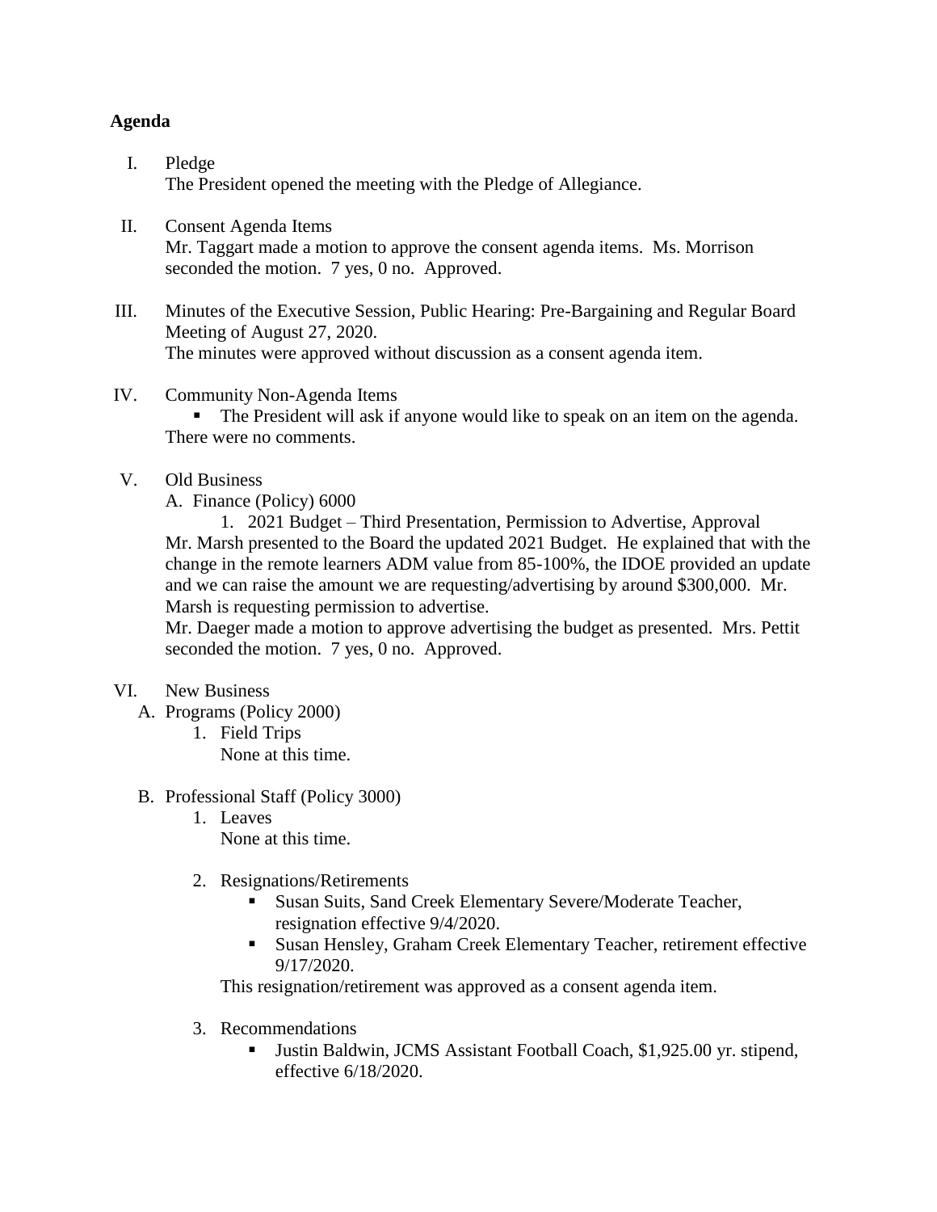**Agenda**

I. Pledge
The President opened the meeting with the Pledge of Allegiance.

II. Consent Agenda Items
Mr. Taggart made a motion to approve the consent agenda items. Ms. Morrison seconded the motion. 7 yes, 0 no. Approved.

III. Minutes of the Executive Session, Public Hearing: Pre-Bargaining and Regular Board Meeting of August 27, 2020.
The minutes were approved without discussion as a consent agenda item.

IV. Community Non-Agenda Items
- The President will ask if anyone would like to speak on an item on the agenda.

There were no comments.

V. Old Business
A. Finance (Policy) 6000
1. 2021 Budget – Third Presentation, Permission to Advertise, Approval

Mr. Marsh presented to the Board the updated 2021 Budget. He explained that with the change in the remote learners ADM value from 85-100%, the IDOE provided an update and we can raise the amount we are requesting/advertising by around $300,000. Mr. Marsh is requesting permission to advertise.

Mr. Daeger made a motion to approve advertising the budget as presented. Mrs. Pettit seconded the motion. 7 yes, 0 no. Approved.

VI. New Business
A. Programs (Policy 2000)
1. Field Trips
None at this time.

B. Professional Staff (Policy 3000)
1. Leaves
None at this time.

2. Resignations/Retirements
- Susan Suits, Sand Creek Elementary Severe/Moderate Teacher, resignation effective 9/4/2020.
- Susan Hensley, Graham Creek Elementary Teacher, retirement effective 9/17/2020.

This resignation/retirement was approved as a consent agenda item.

3. Recommendations
- Justin Baldwin, JCMS Assistant Football Coach, $1,925.00 yr. stipend, effective 6/18/2020.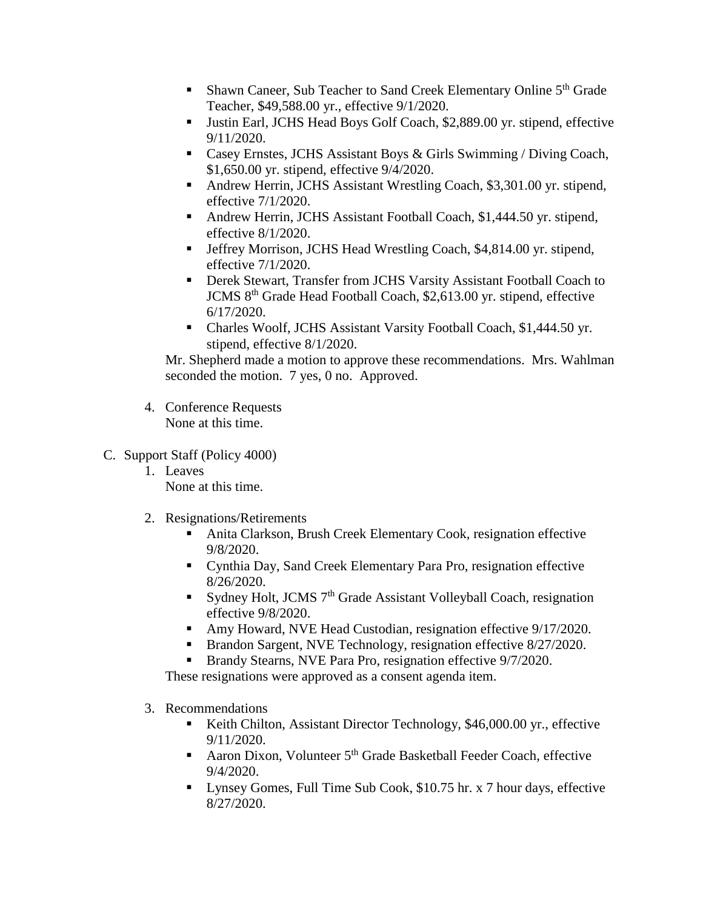- Shawn Caneer, Sub Teacher to Sand Creek Elementary Online 5th Grade Teacher, $49,588.00 yr., effective 9/1/2020.
- Justin Earl, JCHS Head Boys Golf Coach, $2,889.00 yr. stipend, effective 9/11/2020.
- Casey Ernstes, JCHS Assistant Boys & Girls Swimming / Diving Coach, $1,650.00 yr. stipend, effective 9/4/2020.
- Andrew Herrin, JCHS Assistant Wrestling Coach, $3,301.00 yr. stipend, effective 7/1/2020.
- Andrew Herrin, JCHS Assistant Football Coach, $1,444.50 yr. stipend, effective 8/1/2020.
- Jeffrey Morrison, JCHS Head Wrestling Coach, $4,814.00 yr. stipend, effective 7/1/2020.
- Derek Stewart, Transfer from JCHS Varsity Assistant Football Coach to JCMS 8th Grade Head Football Coach, $2,613.00 yr. stipend, effective 6/17/2020.
- Charles Woolf, JCHS Assistant Varsity Football Coach, $1,444.50 yr. stipend, effective 8/1/2020.

Mr. Shepherd made a motion to approve these recommendations. Mrs. Wahlman seconded the motion. 7 yes, 0 no. Approved.

4. Conference Requests
   None at this time.

C. Support Staff (Policy 4000)

1. Leaves
   None at this time.

2. Resignations/Retirements
   - Anita Clarkson, Brush Creek Elementary Cook, resignation effective 9/8/2020.
   - Cynthia Day, Sand Creek Elementary Para Pro, resignation effective 8/26/2020.
   - Sydney Holt, JCMS 7th Grade Assistant Volleyball Coach, resignation effective 9/8/2020.
   - Amy Howard, NVE Head Custodian, resignation effective 9/17/2020.
   - Brandon Sargent, NVE Technology, resignation effective 8/27/2020.
   - Brandy Stearns, NVE Para Pro, resignation effective 9/7/2020.

   These resignations were approved as a consent agenda item.

3. Recommendations
   - Keith Chilton, Assistant Director Technology, $46,000.00 yr., effective 9/11/2020.
   - Aaron Dixon, Volunteer 5th Grade Basketball Feeder Coach, effective 9/4/2020.
   - Lynsey Gomes, Full Time Sub Cook, $10.75 hr. x 7 hour days, effective 8/27/2020.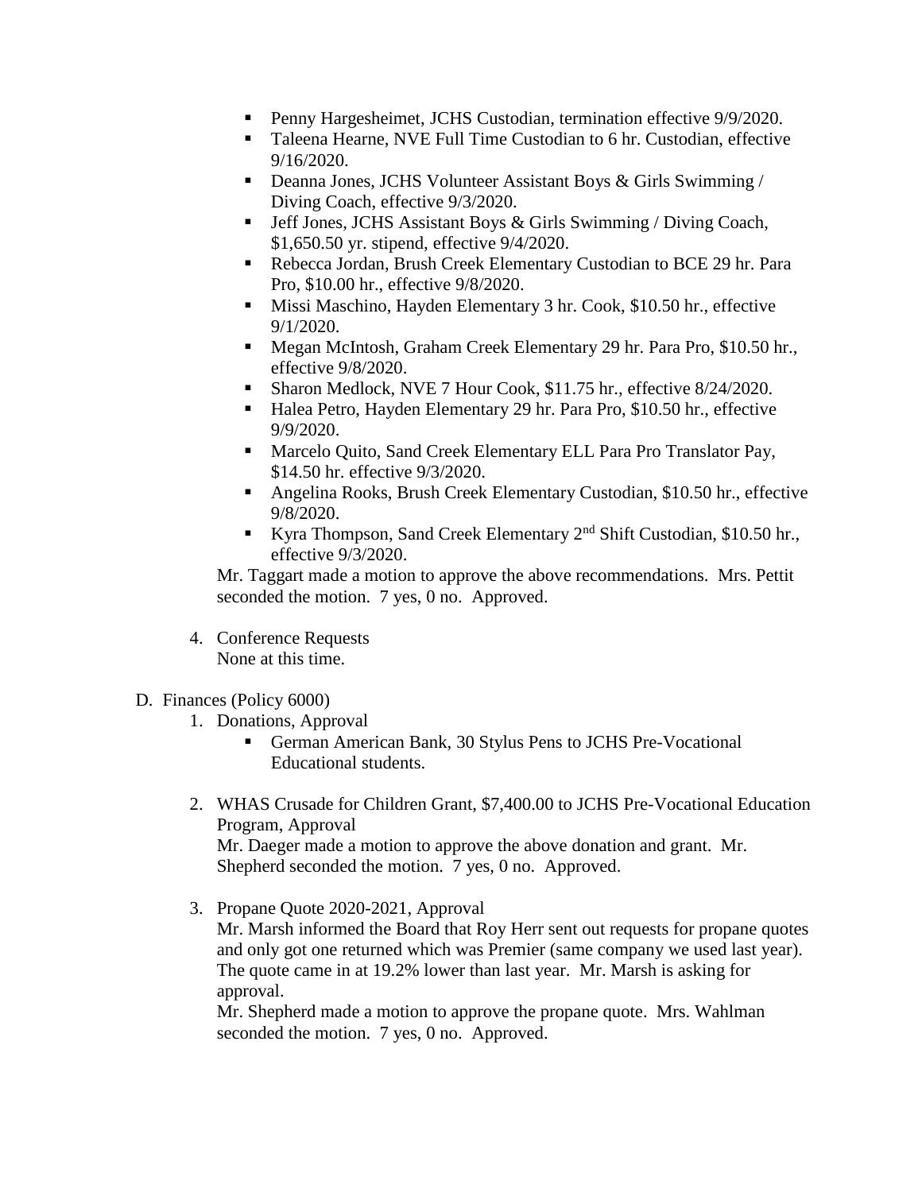- Penny Hargesheimet, JCHS Custodian, termination effective 9/9/2020.
- Taleena Hearne, NVE Full Time Custodian to 6 hr. Custodian, effective 9/16/2020.
- Deanna Jones, JCHS Volunteer Assistant Boys & Girls Swimming / Diving Coach, effective 9/3/2020.
- Jeff Jones, JCHS Assistant Boys & Girls Swimming / Diving Coach, $1,650.50 yr. stipend, effective 9/4/2020.
- Rebecca Jordan, Brush Creek Elementary Custodian to BCE 29 hr. Para Pro, $10.00 hr., effective 9/8/2020.
- Missi Maschino, Hayden Elementary 3 hr. Cook, $10.50 hr., effective 9/1/2020.
- Megan McIntosh, Graham Creek Elementary 29 hr. Para Pro, $10.50 hr., effective 9/8/2020.
- Sharon Medlock, NVE 7 Hour Cook, $11.75 hr., effective 8/24/2020.
- Halea Petro, Hayden Elementary 29 hr. Para Pro, $10.50 hr., effective 9/9/2020.
- Marcelo Quito, Sand Creek Elementary ELL Para Pro Translator Pay, $14.50 hr. effective 9/3/2020.
- Angelina Rooks, Brush Creek Elementary Custodian, $10.50 hr., effective 9/8/2020.
- Kyra Thompson, Sand Creek Elementary 2nd Shift Custodian, $10.50 hr., effective 9/3/2020.

Mr. Taggart made a motion to approve the above recommendations. Mrs. Pettit seconded the motion. 7 yes, 0 no. Approved.

4. Conference Requests
   None at this time.

D. Finances (Policy 6000)

1. Donations, Approval
   - German American Bank, 30 Stylus Pens to JCHS Pre-Vocational Educational students.

2. WHAS Crusade for Children Grant, $7,400.00 to JCHS Pre-Vocational Education Program, Approval
   Mr. Daeger made a motion to approve the above donation and grant. Mr. Shepherd seconded the motion. 7 yes, 0 no. Approved.

3. Propane Quote 2020-2021, Approval
   Mr. Marsh informed the Board that Roy Herr sent out requests for propane quotes and only got one returned which was Premier (same company we used last year). The quote came in at 19.2% lower than last year. Mr. Marsh is asking for approval.
   Mr. Shepherd made a motion to approve the propane quote. Mrs. Wahlman seconded the motion. 7 yes, 0 no. Approved.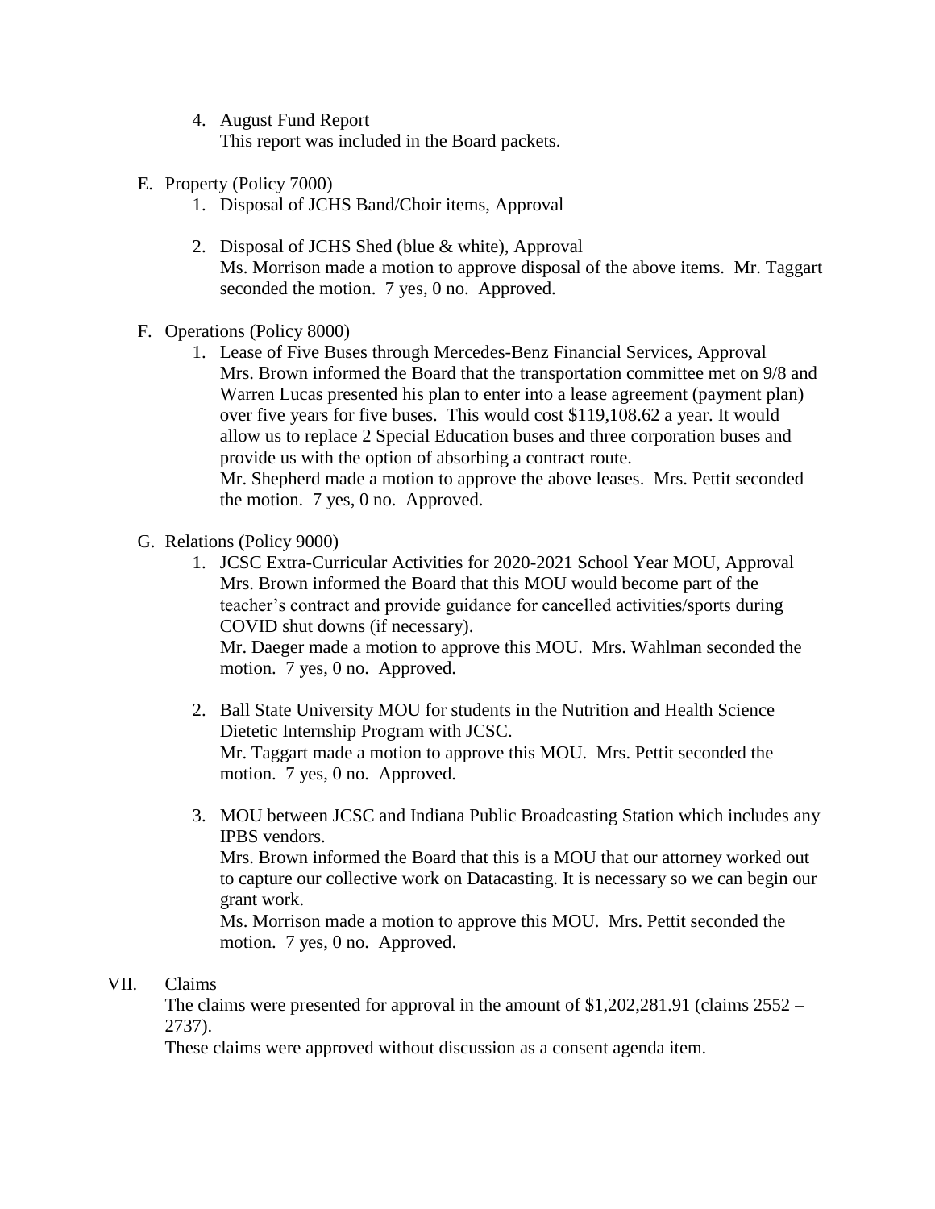4. August Fund Report
   This report was included in the Board packets.

E. Property (Policy 7000)
   1. Disposal of JCHS Band/Choir items, Approval

   2. Disposal of JCHS Shed (blue & white), Approval
      Ms. Morrison made a motion to approve disposal of the above items. Mr. Taggart seconded the motion. 7 yes, 0 no. Approved.

F. Operations (Policy 8000)
   1. Lease of Five Buses through Mercedes-Benz Financial Services, Approval
      Mrs. Brown informed the Board that the transportation committee met on 9/8 and Warren Lucas presented his plan to enter into a lease agreement (payment plan) over five years for five buses. This would cost $119,108.62 a year. It would allow us to replace 2 Special Education buses and three corporation buses and provide us with the option of absorbing a contract route.
      Mr. Shepherd made a motion to approve the above leases. Mrs. Pettit seconded the motion. 7 yes, 0 no. Approved.

G. Relations (Policy 9000)
   1. JCSC Extra-Curricular Activities for 2020-2021 School Year MOU, Approval
      Mrs. Brown informed the Board that this MOU would become part of the teacher's contract and provide guidance for cancelled activities/sports during COVID shut downs (if necessary).
      Mr. Daeger made a motion to approve this MOU. Mrs. Wahlman seconded the motion. 7 yes, 0 no. Approved.

   2. Ball State University MOU for students in the Nutrition and Health Science Dietetic Internship Program with JCSC.
      Mr. Taggart made a motion to approve this MOU. Mrs. Pettit seconded the motion. 7 yes, 0 no. Approved.

   3. MOU between JCSC and Indiana Public Broadcasting Station which includes any IPBS vendors.
      Mrs. Brown informed the Board that this is a MOU that our attorney worked out to capture our collective work on Datacasting. It is necessary so we can begin our grant work.
      Ms. Morrison made a motion to approve this MOU. Mrs. Pettit seconded the motion. 7 yes, 0 no. Approved.

VII. Claims

The claims were presented for approval in the amount of $1,202,281.91 (claims 2552 – 2737).
These claims were approved without discussion as a consent agenda item.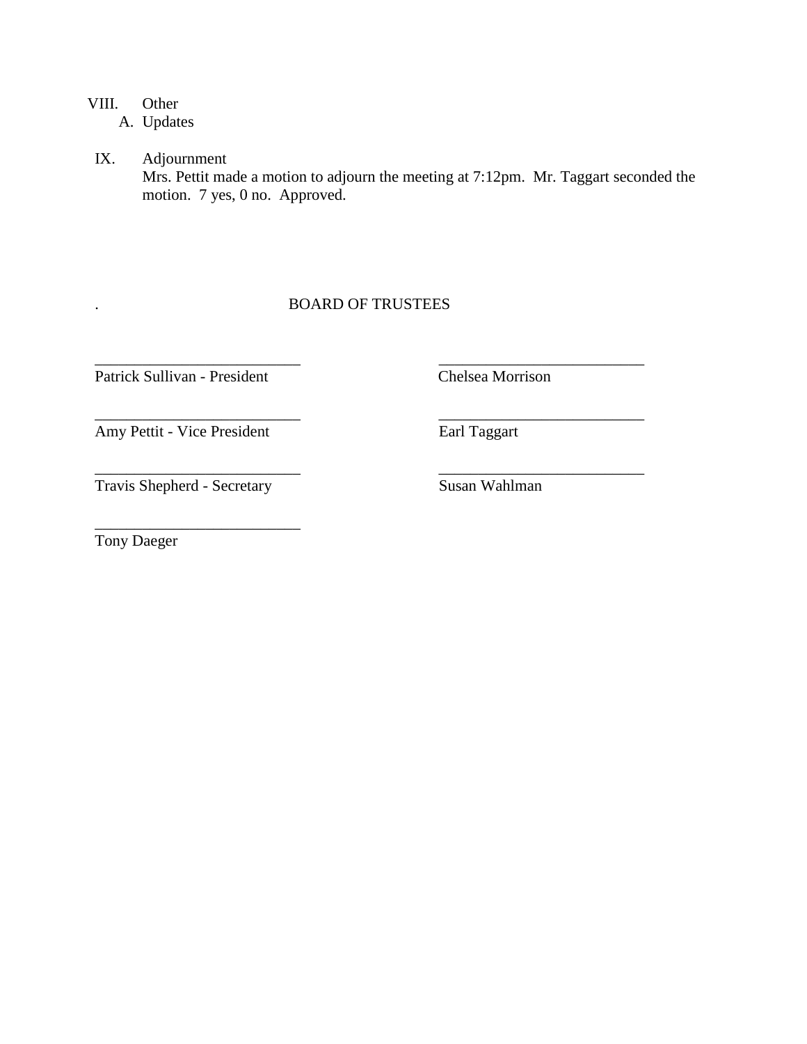VIII. Other

A. Updates

IX. Adjournment

Mrs. Pettit made a motion to adjourn the meeting at 7:12pm. Mr. Taggart seconded the motion. 7 yes, 0 no. Approved.

.

BOARD OF TRUSTEES

\_\_\_\_\_\_\_\_\_\_\_\_\_\_\_\_\_\_\_\_\_\_\_\_\_\_\_
Patrick Sullivan - President

\_\_\_\_\_\_\_\_\_\_\_\_\_\_\_\_\_\_\_\_\_\_\_\_\_\_\_
Amy Pettit - Vice President

\_\_\_\_\_\_\_\_\_\_\_\_\_\_\_\_\_\_\_\_\_\_\_\_\_\_\_
Travis Shepherd - Secretary

\_\_\_\_\_\_\_\_\_\_\_\_\_\_\_\_\_\_\_\_\_\_\_\_\_\_\_
Tony Daeger

\_\_\_\_\_\_\_\_\_\_\_\_\_\_\_\_\_\_\_\_\_\_\_\_\_\_\_
Chelsea Morrison

\_\_\_\_\_\_\_\_\_\_\_\_\_\_\_\_\_\_\_\_\_\_\_\_\_\_\_
Earl Taggart

\_\_\_\_\_\_\_\_\_\_\_\_\_\_\_\_\_\_\_\_\_\_\_\_\_\_\_
Susan Wahlman